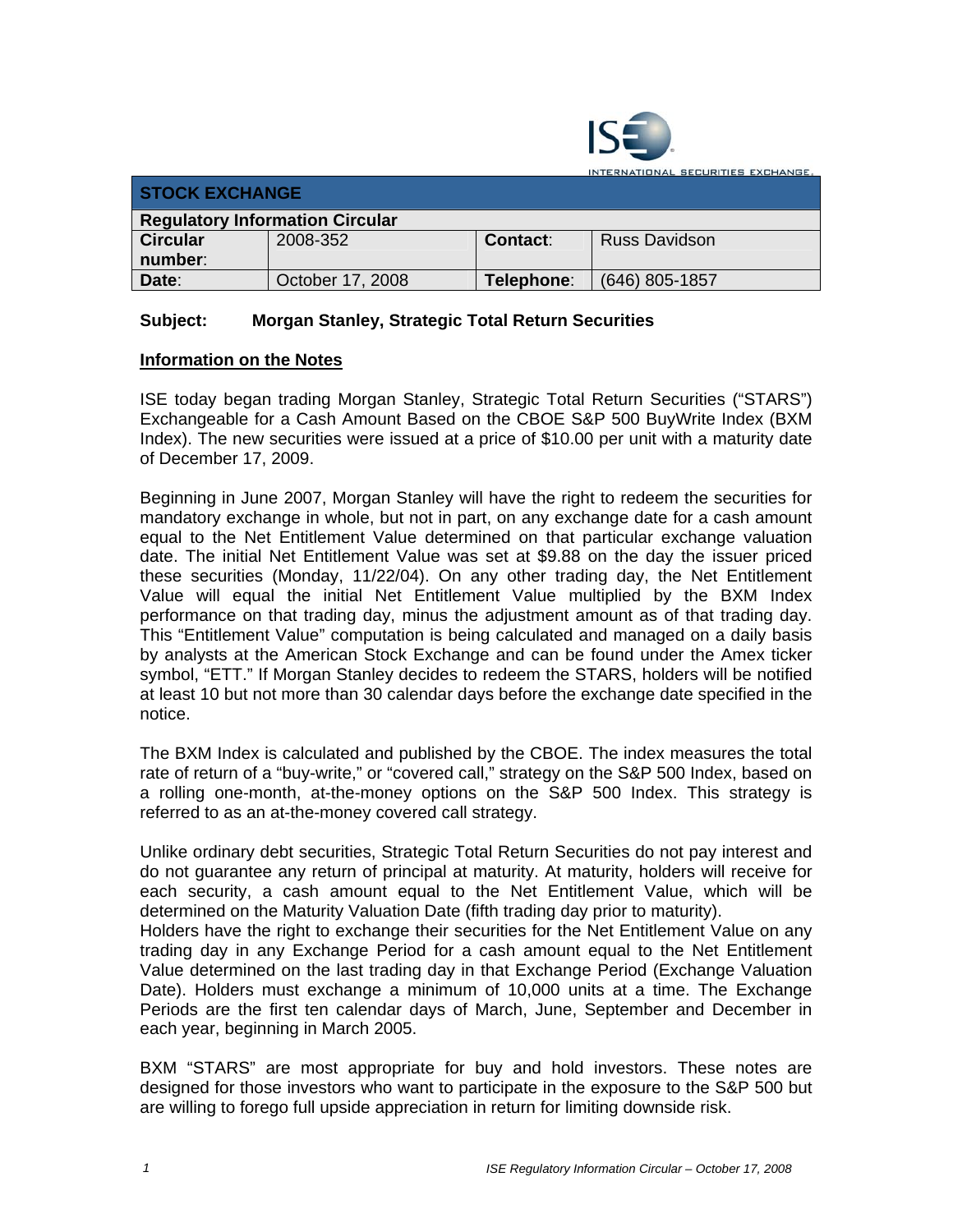INTERNATIONAL SECURITIES EXCHANGE.

| STOCK EXCHANGE | | | |
|---|---|---|---|
| **Regulatory Information Circular** | | | |
| **Circular number**: | 2008-352 | **Contact**: | Russ Davidson |
| **Date**: | October 17, 2008 | **Telephone**: | (646) 805-1857 |

**Subject: Morgan Stanley, Strategic Total Return Securities**

## Information on the Notes

ISE today began trading Morgan Stanley, Strategic Total Return Securities ("STARS") Exchangeable for a Cash Amount Based on the CBOE S&P 500 BuyWrite Index (BXM Index). The new securities were issued at a price of $10.00 per unit with a maturity date of December 17, 2009.

Beginning in June 2007, Morgan Stanley will have the right to redeem the securities for mandatory exchange in whole, but not in part, on any exchange date for a cash amount equal to the Net Entitlement Value determined on that particular exchange valuation date. The initial Net Entitlement Value was set at $9.88 on the day the issuer priced these securities (Monday, 11/22/04). On any other trading day, the Net Entitlement Value will equal the initial Net Entitlement Value multiplied by the BXM Index performance on that trading day, minus the adjustment amount as of that trading day. This "Entitlement Value" computation is being calculated and managed on a daily basis by analysts at the American Stock Exchange and can be found under the Amex ticker symbol, "ETT." If Morgan Stanley decides to redeem the STARS, holders will be notified at least 10 but not more than 30 calendar days before the exchange date specified in the notice.

The BXM Index is calculated and published by the CBOE. The index measures the total rate of return of a "buy-write," or "covered call," strategy on the S&P 500 Index, based on a rolling one-month, at-the-money options on the S&P 500 Index. This strategy is referred to as an at-the-money covered call strategy.

Unlike ordinary debt securities, Strategic Total Return Securities do not pay interest and do not guarantee any return of principal at maturity. At maturity, holders will receive for each security, a cash amount equal to the Net Entitlement Value, which will be determined on the Maturity Valuation Date (fifth trading day prior to maturity).
Holders have the right to exchange their securities for the Net Entitlement Value on any trading day in any Exchange Period for a cash amount equal to the Net Entitlement Value determined on the last trading day in that Exchange Period (Exchange Valuation Date). Holders must exchange a minimum of 10,000 units at a time. The Exchange Periods are the first ten calendar days of March, June, September and December in each year, beginning in March 2005.

BXM "STARS" are most appropriate for buy and hold investors. These notes are designed for those investors who want to participate in the exposure to the S&P 500 but are willing to forego full upside appreciation in return for limiting downside risk.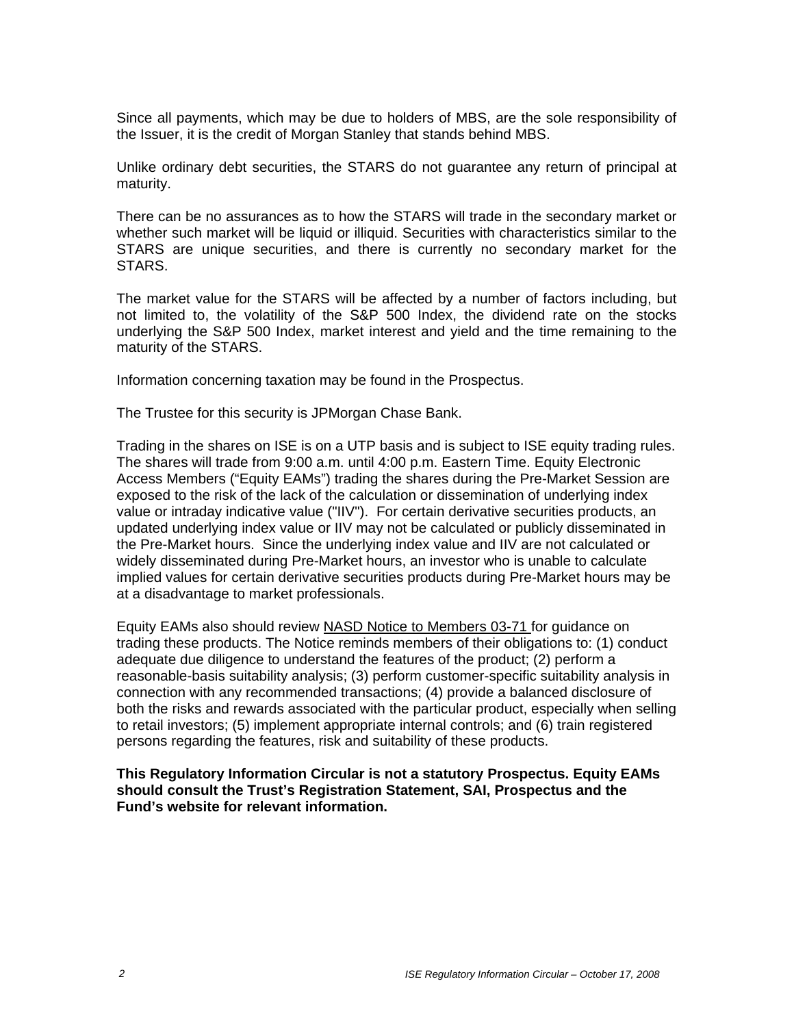Since all payments, which may be due to holders of MBS, are the sole responsibility of the Issuer, it is the credit of Morgan Stanley that stands behind MBS.

Unlike ordinary debt securities, the STARS do not guarantee any return of principal at maturity.

There can be no assurances as to how the STARS will trade in the secondary market or whether such market will be liquid or illiquid. Securities with characteristics similar to the STARS are unique securities, and there is currently no secondary market for the STARS.

The market value for the STARS will be affected by a number of factors including, but not limited to, the volatility of the S&P 500 Index, the dividend rate on the stocks underlying the S&P 500 Index, market interest and yield and the time remaining to the maturity of the STARS.

Information concerning taxation may be found in the Prospectus.

The Trustee for this security is JPMorgan Chase Bank.

Trading in the shares on ISE is on a UTP basis and is subject to ISE equity trading rules. The shares will trade from 9:00 a.m. until 4:00 p.m. Eastern Time. Equity Electronic Access Members ("Equity EAMs") trading the shares during the Pre-Market Session are exposed to the risk of the lack of the calculation or dissemination of underlying index value or intraday indicative value ("IIV"). For certain derivative securities products, an updated underlying index value or IIV may not be calculated or publicly disseminated in the Pre-Market hours. Since the underlying index value and IIV are not calculated or widely disseminated during Pre-Market hours, an investor who is unable to calculate implied values for certain derivative securities products during Pre-Market hours may be at a disadvantage to market professionals.

Equity EAMs also should review NASD Notice to Members 03-71 for guidance on trading these products. The Notice reminds members of their obligations to: (1) conduct adequate due diligence to understand the features of the product; (2) perform a reasonable-basis suitability analysis; (3) perform customer-specific suitability analysis in connection with any recommended transactions; (4) provide a balanced disclosure of both the risks and rewards associated with the particular product, especially when selling to retail investors; (5) implement appropriate internal controls; and (6) train registered persons regarding the features, risk and suitability of these products.

**This Regulatory Information Circular is not a statutory Prospectus. Equity EAMs should consult the Trust's Registration Statement, SAI, Prospectus and the Fund's website for relevant information.**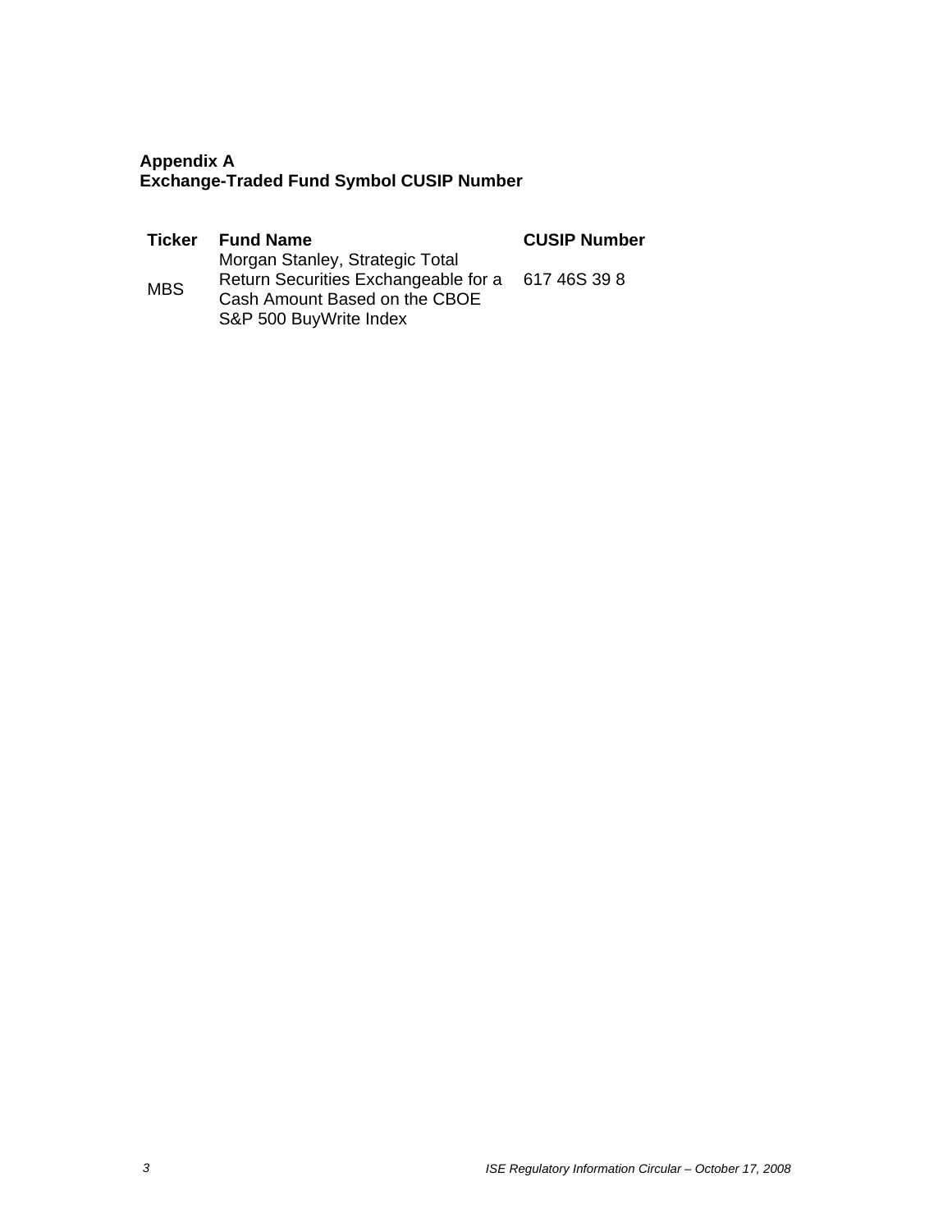**Appendix A**
**Exchange-Traded Fund Symbol CUSIP Number**

| Ticker | Fund Name | CUSIP Number |
| --- | --- | --- |
| MBS | Morgan Stanley, Strategic Total Return Securities Exchangeable for a Cash Amount Based on the CBOE S&P 500 BuyWrite Index | 617 46S 39 8 |